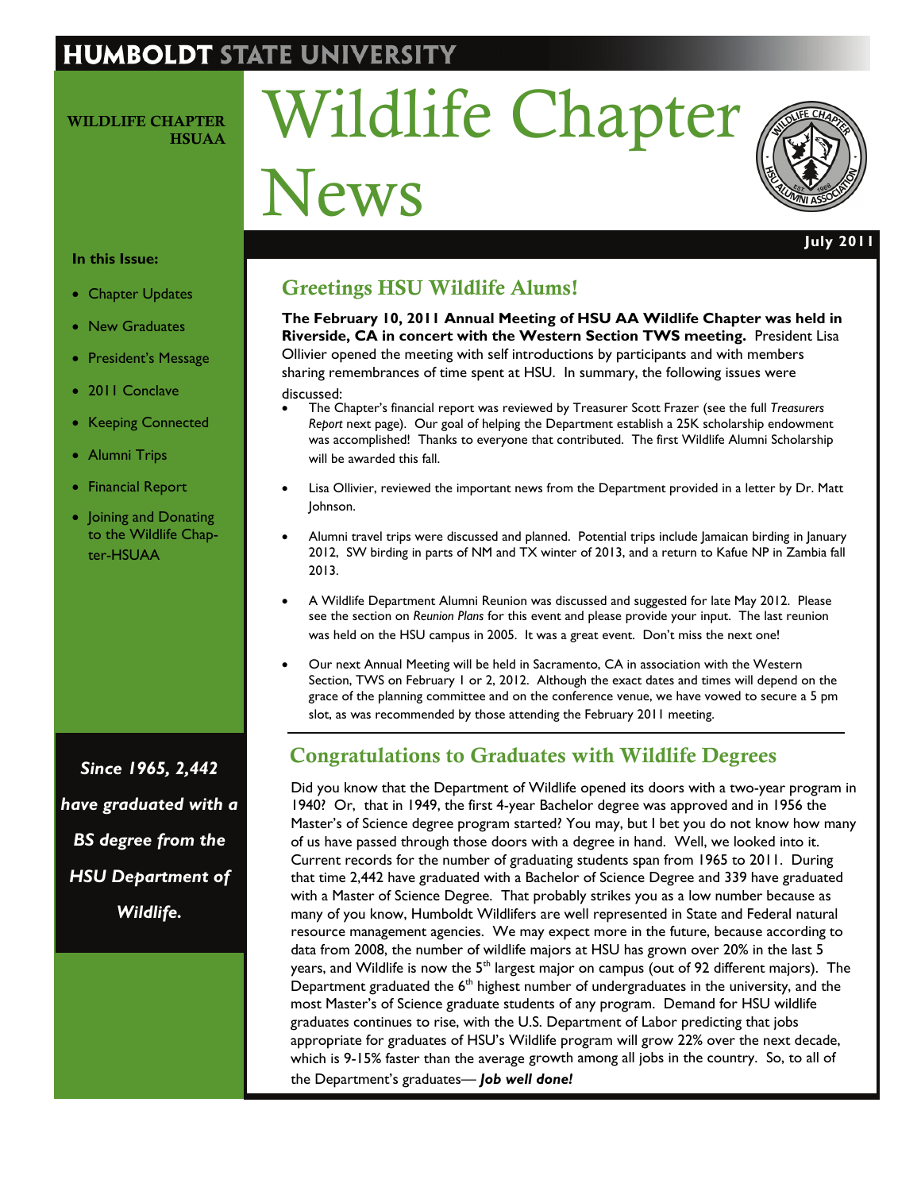HUMBOLDT STATE UNIVERSITY

**WILDLIFE CHAPTER HSUAA**

# Wildlife Chapter News

**July 2011**

**In this Issue:**

- Chapter Updates
- New Graduates
- President's Message
- 2011 Conclave
- Keeping Connected
- Alumni Trips
- Financial Report
- Joining and Donating to the Wildlife Chapter-HSUAA

***Since 1965, 2,442 have graduated with a BS degree from the HSU Department of Wildlife.***

## Greetings HSU Wildlife Alums!

**The February 10, 2011 Annual Meeting of HSU AA Wildlife Chapter was held in Riverside, CA in concert with the Western Section TWS meeting.** President Lisa Ollivier opened the meeting with self introductions by participants and with members sharing remembrances of time spent at HSU. In summary, the following issues were discussed:

- The Chapter's financial report was reviewed by Treasurer Scott Frazer (see the full *Treasurers Report* next page). Our goal of helping the Department establish a 25K scholarship endowment was accomplished! Thanks to everyone that contributed. The first Wildlife Alumni Scholarship will be awarded this fall.
- Lisa Ollivier, reviewed the important news from the Department provided in a letter by Dr. Matt Johnson.
- Alumni travel trips were discussed and planned. Potential trips include Jamaican birding in January 2012, SW birding in parts of NM and TX winter of 2013, and a return to Kafue NP in Zambia fall 2013.
- A Wildlife Department Alumni Reunion was discussed and suggested for late May 2012. Please see the section on *Reunion Plans* for this event and please provide your input. The last reunion was held on the HSU campus in 2005. It was a great event. Don't miss the next one!
- Our next Annual Meeting will be held in Sacramento, CA in association with the Western Section, TWS on February 1 or 2, 2012. Although the exact dates and times will depend on the grace of the planning committee and on the conference venue, we have vowed to secure a 5 pm slot, as was recommended by those attending the February 2011 meeting.

## Congratulations to Graduates with Wildlife Degrees

Did you know that the Department of Wildlife opened its doors with a two-year program in 1940? Or, that in 1949, the first 4-year Bachelor degree was approved and in 1956 the Master's of Science degree program started? You may, but I bet you do not know how many of us have passed through those doors with a degree in hand. Well, we looked into it. Current records for the number of graduating students span from 1965 to 2011. During that time 2,442 have graduated with a Bachelor of Science Degree and 339 have graduated with a Master of Science Degree. That probably strikes you as a low number because as many of you know, Humboldt Wildlifers are well represented in State and Federal natural resource management agencies. We may expect more in the future, because according to data from 2008, the number of wildlife majors at HSU has grown over 20% in the last 5 years, and Wildlife is now the 5th largest major on campus (out of 92 different majors). The Department graduated the 6th highest number of undergraduates in the university, and the most Master's of Science graduate students of any program. Demand for HSU wildlife graduates continues to rise, with the U.S. Department of Labor predicting that jobs appropriate for graduates of HSU's Wildlife program will grow 22% over the next decade, which is 9-15% faster than the average growth among all jobs in the country. So, to all of the Department's graduates— ***Job well done!***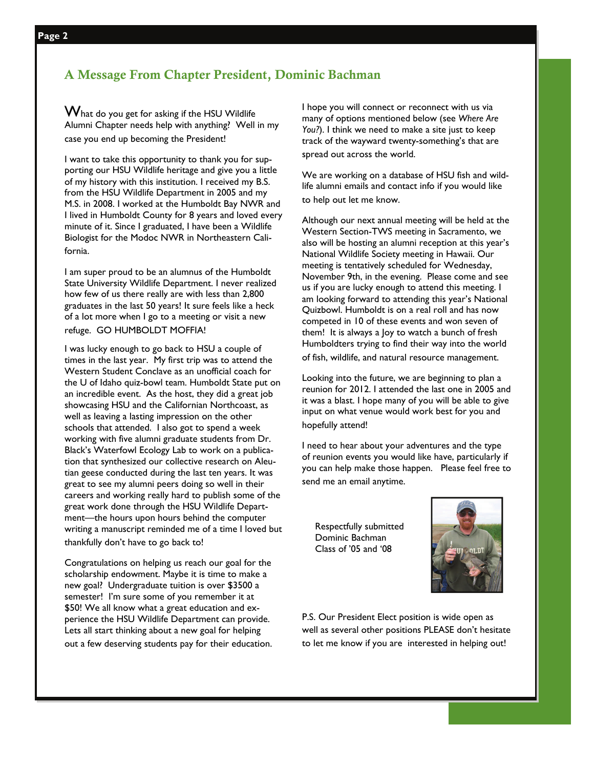## A Message From Chapter President, Dominic Bachman

What do you get for asking if the HSU Wildlife Alumni Chapter needs help with anything? Well in my case you end up becoming the President!

I want to take this opportunity to thank you for supporting our HSU Wildlife heritage and give you a little of my history with this institution. I received my B.S. from the HSU Wildlife Department in 2005 and my M.S. in 2008. I worked at the Humboldt Bay NWR and I lived in Humboldt County for 8 years and loved every minute of it. Since I graduated, I have been a Wildlife Biologist for the Modoc NWR in Northeastern California.

I am super proud to be an alumnus of the Humboldt State University Wildlife Department. I never realized how few of us there really are with less than 2,800 graduates in the last 50 years! It sure feels like a heck of a lot more when I go to a meeting or visit a new refuge. GO HUMBOLDT MOFFIA!

I was lucky enough to go back to HSU a couple of times in the last year. My first trip was to attend the Western Student Conclave as an unofficial coach for the U of Idaho quiz-bowl team. Humboldt State put on an incredible event. As the host, they did a great job showcasing HSU and the Californian Northcoast, as well as leaving a lasting impression on the other schools that attended. I also got to spend a week working with five alumni graduate students from Dr. Black's Waterfowl Ecology Lab to work on a publication that synthesized our collective research on Aleutian geese conducted during the last ten years. It was great to see my alumni peers doing so well in their careers and working really hard to publish some of the great work done through the HSU Wildlife Department—the hours upon hours behind the computer writing a manuscript reminded me of a time I loved but thankfully don't have to go back to!

Congratulations on helping us reach our goal for the scholarship endowment. Maybe it is time to make a new goal? Undergraduate tuition is over $3500 a semester! I'm sure some of you remember it at $50! We all know what a great education and experience the HSU Wildlife Department can provide. Lets all start thinking about a new goal for helping out a few deserving students pay for their education.

I hope you will connect or reconnect with us via many of options mentioned below (see *Where Are You?*). I think we need to make a site just to keep track of the wayward twenty-something's that are spread out across the world.

We are working on a database of HSU fish and wildlife alumni emails and contact info if you would like to help out let me know.

Although our next annual meeting will be held at the Western Section-TWS meeting in Sacramento, we also will be hosting an alumni reception at this year's National Wildlife Society meeting in Hawaii. Our meeting is tentatively scheduled for Wednesday, November 9th, in the evening. Please come and see us if you are lucky enough to attend this meeting. I am looking forward to attending this year's National Quizbowl. Humboldt is on a real roll and has now competed in 10 of these events and won seven of them! It is always a Joy to watch a bunch of fresh Humboldters trying to find their way into the world of fish, wildlife, and natural resource management.

Looking into the future, we are beginning to plan a reunion for 2012. I attended the last one in 2005 and it was a blast. I hope many of you will be able to give input on what venue would work best for you and hopefully attend!

I need to hear about your adventures and the type of reunion events you would like have, particularly if you can help make those happen. Please feel free to send me an email anytime.

Respectfully submitted
Dominic Bachman
Class of '05 and '08

P.S. Our President Elect position is wide open as well as several other positions PLEASE don't hesitate to let me know if you are interested in helping out!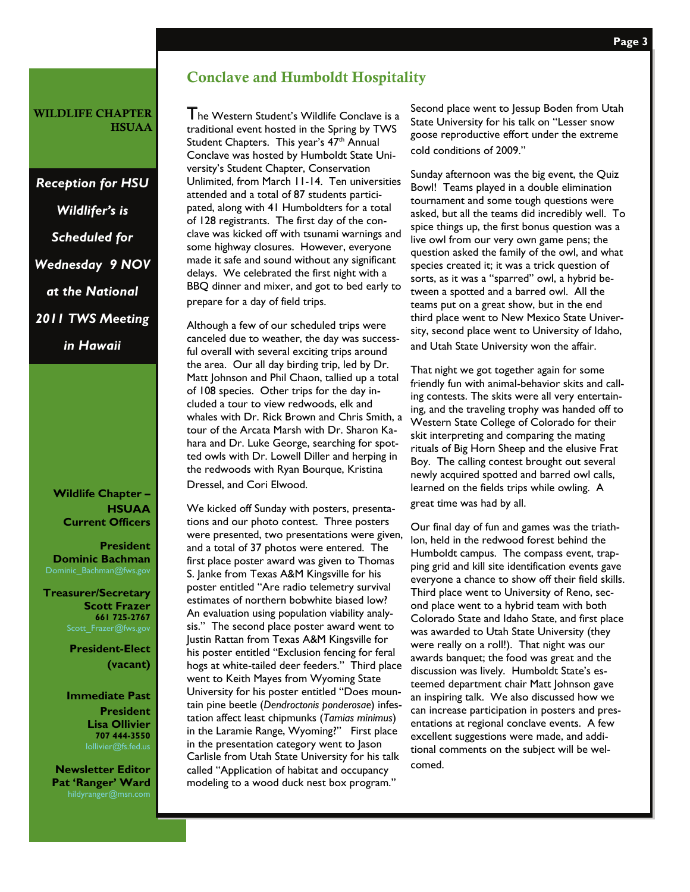**WILDLIFE CHAPTER HSUAA**

***Reception for HSU Wildlifer's is Scheduled for Wednesday 9 NOV at the National 2011 TWS Meeting in Hawaii***

**Wildlife Chapter – HSUAA Current Officers**

**President**
**Dominic Bachman**
Dominic_Bachman@fws.gov

**Treasurer/Secretary**
**Scott Frazer**
**661 725-2767**
Scott_Frazer@fws.gov

**President-Elect (vacant)**

**Immediate Past President**
**Lisa Ollivier**
**707 444-3550**
lollivier@fs.fed.us

**Newsletter Editor**
**Pat 'Ranger' Ward**
hildyranger@msn.com

## Conclave and Humboldt Hospitality

The Western Student's Wildlife Conclave is a traditional event hosted in the Spring by TWS Student Chapters. This year's 47th Annual Conclave was hosted by Humboldt State University's Student Chapter, Conservation Unlimited, from March 11-14. Ten universities attended and a total of 87 students participated, along with 41 Humboldters for a total of 128 registrants. The first day of the conclave was kicked off with tsunami warnings and some highway closures. However, everyone made it safe and sound without any significant delays. We celebrated the first night with a BBQ dinner and mixer, and got to bed early to prepare for a day of field trips.

Although a few of our scheduled trips were canceled due to weather, the day was successful overall with several exciting trips around the area. Our all day birding trip, led by Dr. Matt Johnson and Phil Chaon, tallied up a total of 108 species. Other trips for the day included a tour to view redwoods, elk and whales with Dr. Rick Brown and Chris Smith, a tour of the Arcata Marsh with Dr. Sharon Kahara and Dr. Luke George, searching for spotted owls with Dr. Lowell Diller and herping in the redwoods with Ryan Bourque, Kristina Dressel, and Cori Elwood.

We kicked off Sunday with posters, presentations and our photo contest. Three posters were presented, two presentations were given, and a total of 37 photos were entered. The first place poster award was given to Thomas S. Janke from Texas A&M Kingsville for his poster entitled "Are radio telemetry survival estimates of northern bobwhite biased low? An evaluation using population viability analysis." The second place poster award went to Justin Rattan from Texas A&M Kingsville for his poster entitled "Exclusion fencing for feral hogs at white-tailed deer feeders." Third place went to Keith Mayes from Wyoming State University for his poster entitled "Does mountain pine beetle (*Dendroctonis ponderosae*) infestation affect least chipmunks (*Tamias minimus*) in the Laramie Range, Wyoming?" First place in the presentation category went to Jason Carlisle from Utah State University for his talk called "Application of habitat and occupancy modeling to a wood duck nest box program." Second place went to Jessup Boden from Utah State University for his talk on "Lesser snow goose reproductive effort under the extreme cold conditions of 2009."

Sunday afternoon was the big event, the Quiz Bowl! Teams played in a double elimination tournament and some tough questions were asked, but all the teams did incredibly well. To spice things up, the first bonus question was a live owl from our very own game pens; the question asked the family of the owl, and what species created it; it was a trick question of sorts, as it was a "sparred" owl, a hybrid between a spotted and a barred owl. All the teams put on a great show, but in the end third place went to New Mexico State University, second place went to University of Idaho, and Utah State University won the affair.

That night we got together again for some friendly fun with animal-behavior skits and calling contests. The skits were all very entertaining, and the traveling trophy was handed off to Western State College of Colorado for their skit interpreting and comparing the mating rituals of Big Horn Sheep and the elusive Frat Boy. The calling contest brought out several newly acquired spotted and barred owl calls, learned on the fields trips while owling. A great time was had by all.

Our final day of fun and games was the triathlon, held in the redwood forest behind the Humboldt campus. The compass event, trapping grid and kill site identification events gave everyone a chance to show off their field skills. Third place went to University of Reno, second place went to a hybrid team with both Colorado State and Idaho State, and first place was awarded to Utah State University (they were really on a roll!). That night was our awards banquet; the food was great and the discussion was lively. Humboldt State's esteemed department chair Matt Johnson gave an inspiring talk. We also discussed how we can increase participation in posters and presentations at regional conclave events. A few excellent suggestions were made, and additional comments on the subject will be welcomed.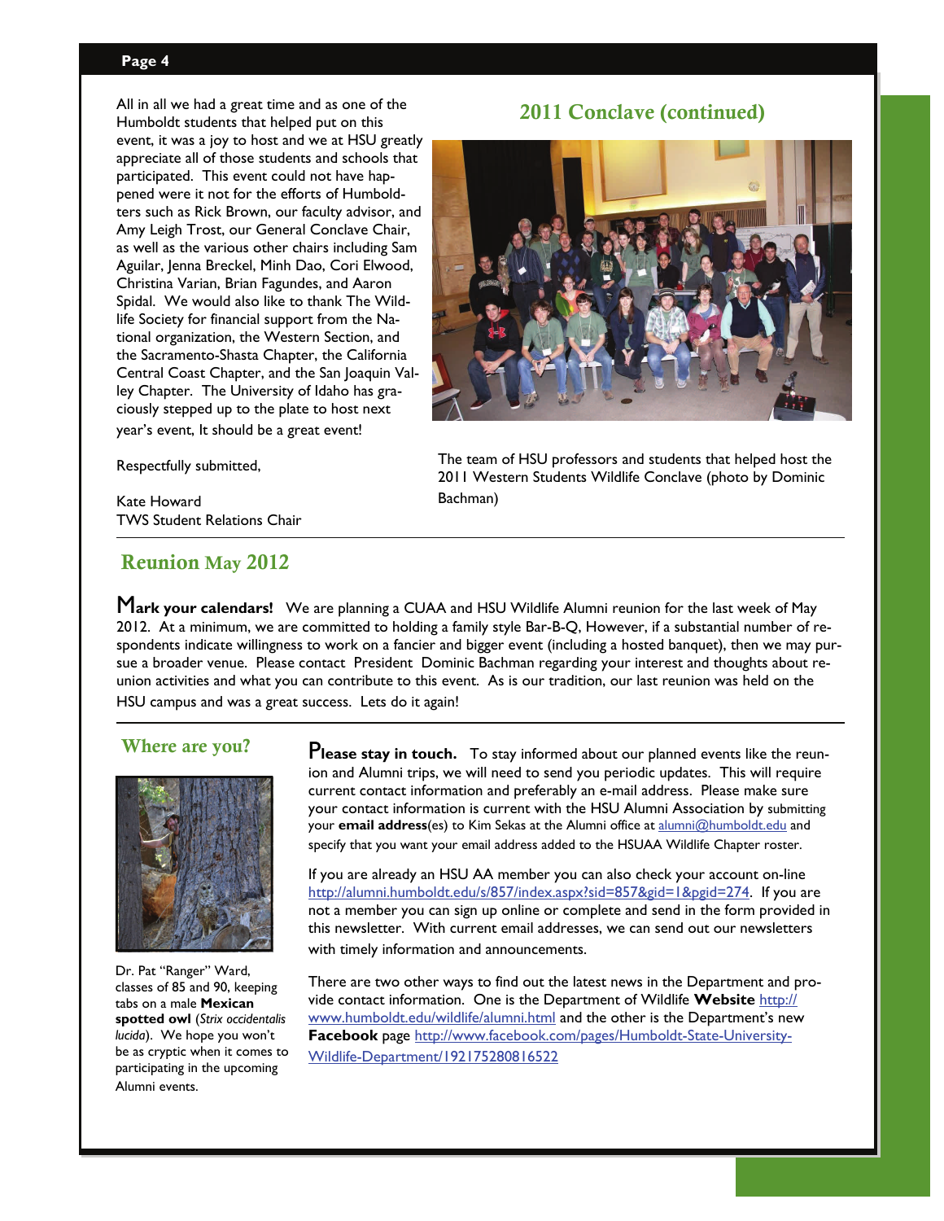All in all we had a great time and as one of the Humboldt students that helped put on this event, it was a joy to host and we at HSU greatly appreciate all of those students and schools that participated. This event could not have happened were it not for the efforts of Humboldters such as Rick Brown, our faculty advisor, and Amy Leigh Trost, our General Conclave Chair, as well as the various other chairs including Sam Aguilar, Jenna Breckel, Minh Dao, Cori Elwood, Christina Varian, Brian Fagundes, and Aaron Spidal. We would also like to thank The Wildlife Society for financial support from the National organization, the Western Section, and the Sacramento-Shasta Chapter, the California Central Coast Chapter, and the San Joaquin Valley Chapter. The University of Idaho has graciously stepped up to the plate to host next year's event, It should be a great event!

Respectfully submitted,

Kate Howard
TWS Student Relations Chair

## 2011 Conclave (continued)

The team of HSU professors and students that helped host the 2011 Western Students Wildlife Conclave (photo by Dominic Bachman)

## Reunion May 2012

**Mark your calendars!** We are planning a CUAA and HSU Wildlife Alumni reunion for the last week of May 2012. At a minimum, we are committed to holding a family style Bar-B-Q, However, if a substantial number of respondents indicate willingness to work on a fancier and bigger event (including a hosted banquet), then we may pursue a broader venue. Please contact President Dominic Bachman regarding your interest and thoughts about reunion activities and what you can contribute to this event. As is our tradition, our last reunion was held on the HSU campus and was a great success. Lets do it again!

## Where are you?

Dr. Pat "Ranger" Ward, classes of 85 and 90, keeping tabs on a male **Mexican spotted owl** (*Strix occidentalis lucida*). We hope you won't be as cryptic when it comes to participating in the upcoming Alumni events.

**Please stay in touch.** To stay informed about our planned events like the reunion and Alumni trips, we will need to send you periodic updates. This will require current contact information and preferably an e-mail address. Please make sure your contact information is current with the HSU Alumni Association by submitting your **email address**(es) to Kim Sekas at the Alumni office at alumni@humboldt.edu and specify that you want your email address added to the HSUAA Wildlife Chapter roster.

If you are already an HSU AA member you can also check your account on-line http://alumni.humboldt.edu/s/857/index.aspx?sid=857&gid=1&pgid=274. If you are not a member you can sign up online or complete and send in the form provided in this newsletter. With current email addresses, we can send out our newsletters with timely information and announcements.

There are two other ways to find out the latest news in the Department and provide contact information. One is the Department of Wildlife **Website** http://www.humboldt.edu/wildlife/alumni.html and the other is the Department's new **Facebook** page http://www.facebook.com/pages/Humboldt-State-University-Wildlife-Department/192175280816522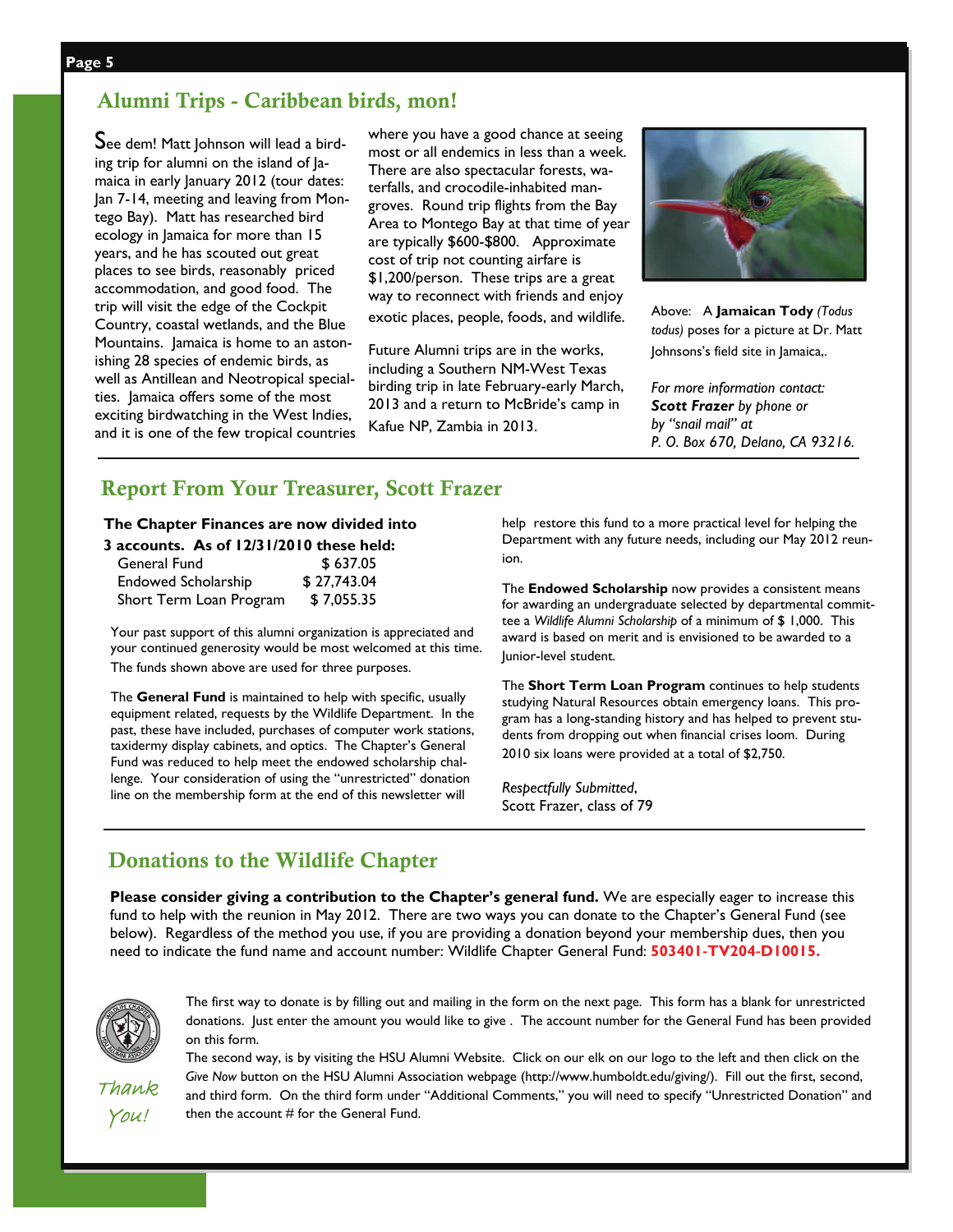## Alumni Trips - Caribbean birds, mon!

See dem! Matt Johnson will lead a birding trip for alumni on the island of Jamaica in early January 2012 (tour dates: Jan 7-14, meeting and leaving from Montego Bay). Matt has researched bird ecology in Jamaica for more than 15 years, and he has scouted out great places to see birds, reasonably priced accommodation, and good food. The trip will visit the edge of the Cockpit Country, coastal wetlands, and the Blue Mountains. Jamaica is home to an astonishing 28 species of endemic birds, as well as Antillean and Neotropical specialties. Jamaica offers some of the most exciting birdwatching in the West Indies, and it is one of the few tropical countries where you have a good chance at seeing most or all endemics in less than a week. There are also spectacular forests, waterfalls, and crocodile-inhabited mangroves. Round trip flights from the Bay Area to Montego Bay at that time of year are typically $600-$800. Approximate cost of trip not counting airfare is $1,200/person. These trips are a great way to reconnect with friends and enjoy exotic places, people, foods, and wildlife.

Future Alumni trips are in the works, including a Southern NM-West Texas birding trip in late February-early March, 2013 and a return to McBride's camp in Kafue NP, Zambia in 2013.

Above: A **Jamaican Tody** *(Todus todus)* poses for a picture at Dr. Matt Johnsons's field site in Jamaica,.

*For more information contact:* ***Scott Frazer*** *by phone or by "snail mail" at P. O. Box 670, Delano, CA 93216.*

## Report From Your Treasurer, Scott Frazer

**The Chapter Finances are now divided into 3 accounts. As of 12/31/2010 these held:**

| | |
|---|---|
| General Fund | $ 637.05 |
| Endowed Scholarship | $ 27,743.04 |
| Short Term Loan Program | $ 7,055.35 |

Your past support of this alumni organization is appreciated and your continued generosity would be most welcomed at this time. The funds shown above are used for three purposes.

The **General Fund** is maintained to help with specific, usually equipment related, requests by the Wildlife Department. In the past, these have included, purchases of computer work stations, taxidermy display cabinets, and optics. The Chapter's General Fund was reduced to help meet the endowed scholarship challenge. Your consideration of using the "unrestricted" donation line on the membership form at the end of this newsletter will help restore this fund to a more practical level for helping the Department with any future needs, including our May 2012 reunion.

The **Endowed Scholarship** now provides a consistent means for awarding an undergraduate selected by departmental committee a *Wildlife Alumni Scholarship* of a minimum of $ 1,000. This award is based on merit and is envisioned to be awarded to a Junior-level student.

The **Short Term Loan Program** continues to help students studying Natural Resources obtain emergency loans. This program has a long-standing history and has helped to prevent students from dropping out when financial crises loom. During 2010 six loans were provided at a total of $2,750.

*Respectfully Submitted*,
Scott Frazer, class of 79

## Donations to the Wildlife Chapter

**Please consider giving a contribution to the Chapter's general fund.** We are especially eager to increase this fund to help with the reunion in May 2012. There are two ways you can donate to the Chapter's General Fund (see below). Regardless of the method you use, if you are providing a donation beyond your membership dues, then you need to indicate the fund name and account number: Wildlife Chapter General Fund: **503401-TV204-D10015.**

The first way to donate is by filling out and mailing in the form on the next page. This form has a blank for unrestricted donations. Just enter the amount you would like to give . The account number for the General Fund has been provided on this form.

The second way, is by visiting the HSU Alumni Website. Click on our elk on our logo to the left and then click on the *Give Now* button on the HSU Alumni Association webpage (http://www.humboldt.edu/giving/). Fill out the first, second, and third form. On the third form under "Additional Comments," you will need to specify "Unrestricted Donation" and then the account # for the General Fund.

*Thank You!*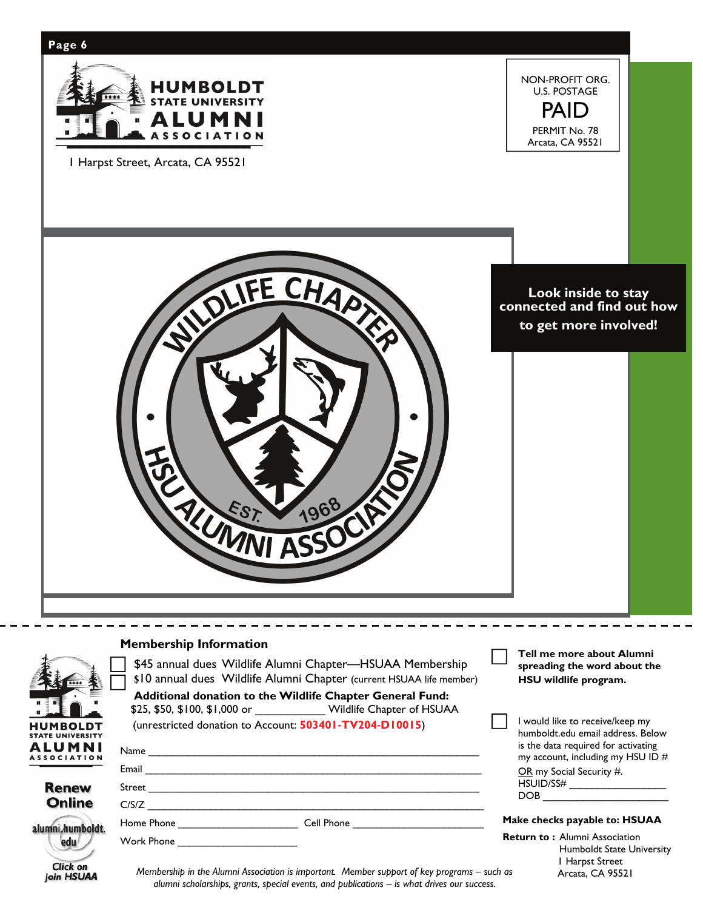HUMBOLDT STATE UNIVERSITY ALUMNI ASSOCIATION

1 Harpst Street, Arcata, CA 95521

NON-PROFIT ORG.
U.S. POSTAGE
PAID
PERMIT No. 78
Arcata, CA 95521

WILDLIFE CHAPTER
HSU ALUMNI ASSOCIATION
EST. 1968

**Look inside to stay connected and find out how to get more involved!**

---

HUMBOLDT STATE UNIVERSITY ALUMNI ASSOCIATION

**Renew Online**

alumni.humboldt.edu

*Click on join HSUAA*

## Membership Information

- [ ] $45 annual dues Wildlife Alumni Chapter—HSUAA Membership
- [ ] $10 annual dues Wildlife Alumni Chapter (current HSUAA life member)

**Additional donation to the Wildlife Chapter General Fund:**
$25, $50, $100, $1,000 or ___________ Wildlife Chapter of HSUAA
(unrestricted donation to Account: **503401-TV204-D10015**)

Name ___________________________________________

Email ___________________________________________

Street ___________________________________________

C/S/Z ___________________________________________

Home Phone ____________________ Cell Phone ____________________

Work Phone ____________________

*Membership in the Alumni Association is important. Member support of key programs – such as alumni scholarships, grants, special events, and publications – is what drives our success.*

- [ ] **Tell me more about Alumni spreading the word about the HSU wildlife program.**

- [ ] I would like to receive/keep my humboldt.edu email address. Below is the data required for activating my account, including my HSU ID # OR my Social Security #.

HSUID/SS# ________________

DOB ____________________

**Make checks payable to: HSUAA**

**Return to :** Alumni Association
Humboldt State University
1 Harpst Street
Arcata, CA 95521